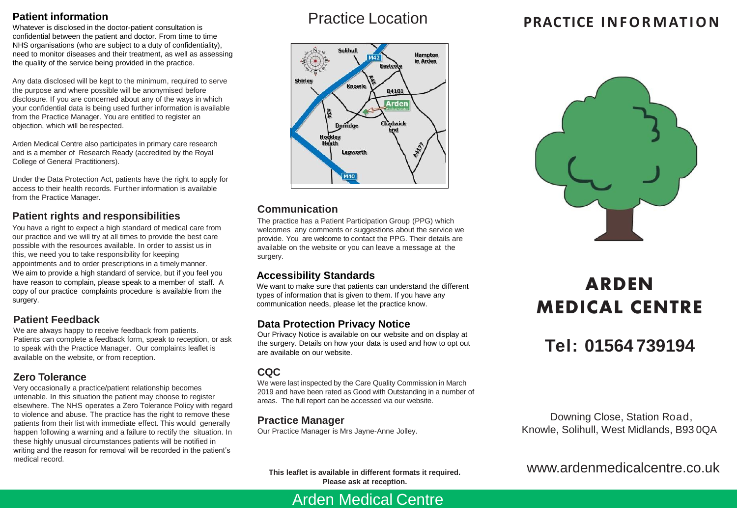## Patient information

Whatever is disclosed in the doctor-patient consultation is confidential between the patient and doctor. From time to time NHS organisations (who are subject to a duty of confidentiality), need to monitor diseases and their treatment, as well as assessing the quality of the service being provided in the practice.

Any data disclosed will be kept to the minimum, required to serve the purpose and where possible will be anonymised before disclosure. If you are concerned about any of the ways in which your confidential data is being used further information is available from the Practice Manager. You are entitled to register an objection, which will be respected.

Arden Medical Centre also participates in primary care research and is a member of Research Ready (accredited by the Royal College of General Practitioners).

Under the Data Protection Act, patients have the right to apply for access to their health records. Further information is available from the Practice Manager.

## Patient rights and responsibilities

You have a right to expect a high standard of medical care from our practice and we will try at all times to provide the best care possible with the resources available. In order to assist us in this, we need you to take responsibility for keeping appointments and to order prescriptions in a timely manner. We aim to provide a high standard of service, but if you feel you have reason to complain, please speak to a member of staff. A copy of our practice complaints procedure is available from the surgery.

## Patient Feedback

We are always happy to receive feedback from patients. Patients can complete a feedback form, speak to reception, or ask to speak with the Practice Manager. Our complaints leaflet is available on the website, or from reception.

## Zero Tolerance

Very occasionally a practice/patient relationship becomes untenable. In this situation the patient may choose to register elsewhere. The NHS operates a Zero Tolerance Policy with regard to violence and abuse. The practice has the right to remove these patients from their list with immediate effect. This would generally happen following a warning and a failure to rectify the situation. In these highly unusual circumstances patients will be notified in writing and the reason for removal will be recorded in the patient's medical record.

# Practice Location

Solihull, M42, Hampton in Arden, Eastcote, Shirley, Knowle, A4141, B4101, Arden Medical Centre, A34, Dorridge, Chadwick End, Hockley Heath, Lapworth, A4177, M40

## Communication

The practice has a Patient Participation Group (PPG) which welcomes any comments or suggestions about the service we provide. You are welcome to contact the PPG. Their details are available on the website or you can leave a message at the surgery.

## Accessibility Standards

We want to make sure that patients can understand the different types of information that is given to them. If you have any communication needs, please let the practice know.

## Data Protection Privacy Notice

Our Privacy Notice is available on our website and on display at the surgery. Details on how your data is used and how to opt out are available on our website.

## CQC

We were last inspected by the Care Quality Commission in March 2019 and have been rated as Good with Outstanding in a number of areas. The full report can be accessed via our website.

## Practice Manager

Our Practice Manager is Mrs Jayne-Anne Jolley.

**This leaflet is available in different formats it required. Please ask at reception.**

Arden Medical Centre

# PRACTICE INFORMATION

# ARDEN MEDICAL CENTRE

## Tel: 01564 739194

Downing Close, Station Road, Knowle, Solihull, West Midlands, B93 0QA

www.ardenmedicalcentre.co.uk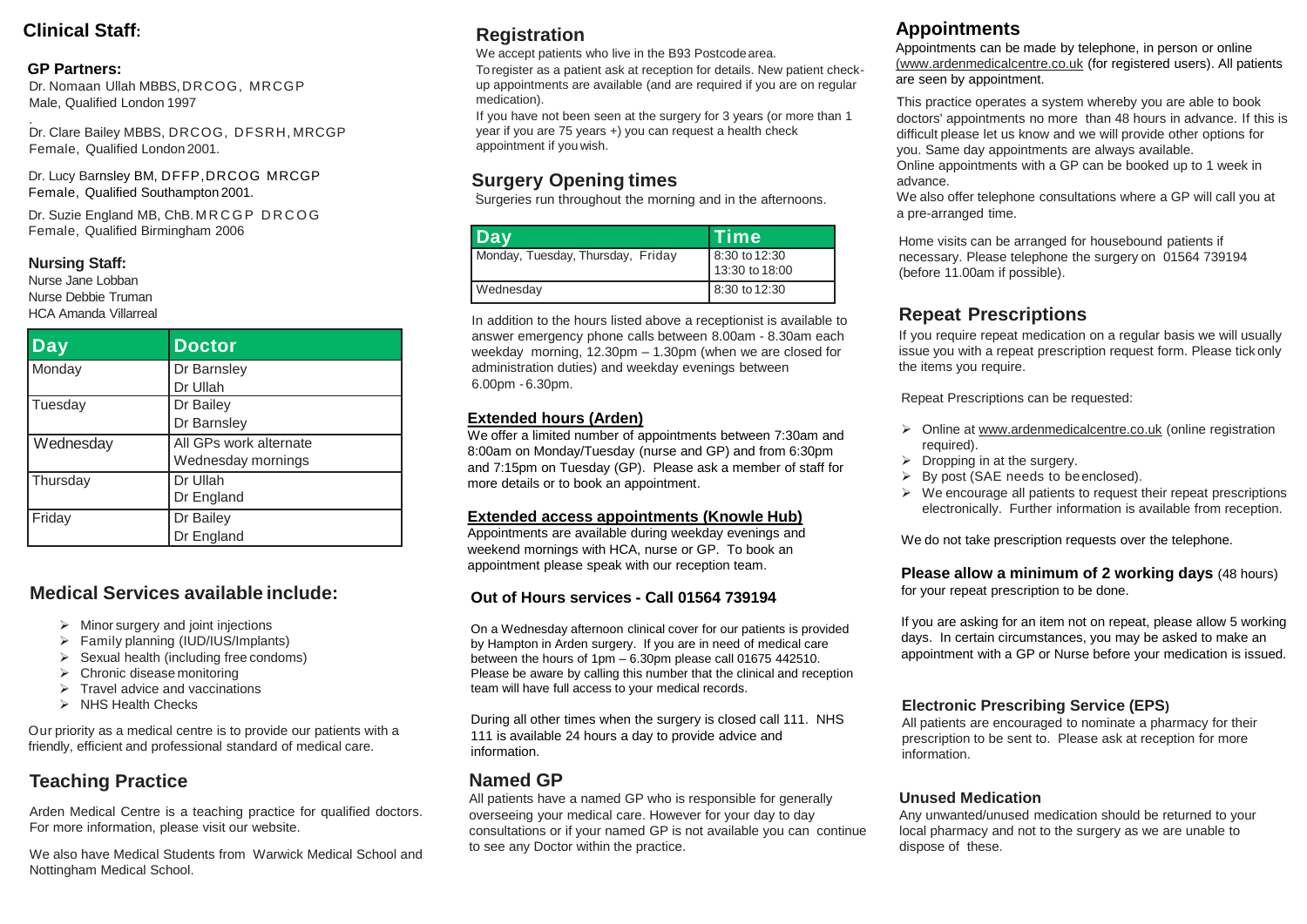## Clinical Staff:

### GP Partners:

Dr. Nomaan Ullah MBBS, DRCOG, MRCGP
Male, Qualified London 1997

Dr. Clare Bailey MBBS, DRCOG, DFSRH, MRCGP
Female, Qualified London 2001.

Dr. Lucy Barnsley BM, DFFP, DRCOG MRCGP
Female, Qualified Southampton 2001.

Dr. Suzie England MB, ChB. MRCGP DRCOG
Female, Qualified Birmingham 2006

### Nursing Staff:

Nurse Jane Lobban
Nurse Debbie Truman
HCA Amanda Villarreal

| Day | Doctor |
|---|---|
| Monday | Dr Barnsley<br>Dr Ullah |
| Tuesday | Dr Bailey<br>Dr Barnsley |
| Wednesday | All GPs work alternate Wednesday mornings |
| Thursday | Dr Ullah<br>Dr England |
| Friday | Dr Bailey<br>Dr England |

## Medical Services available include:

- Minor surgery and joint injections
- Family planning (IUD/IUS/Implants)
- Sexual health (including free condoms)
- Chronic disease monitoring
- Travel advice and vaccinations
- NHS Health Checks

Our priority as a medical centre is to provide our patients with a friendly, efficient and professional standard of medical care.

## Teaching Practice

Arden Medical Centre is a teaching practice for qualified doctors. For more information, please visit our website.

We also have Medical Students from Warwick Medical School and Nottingham Medical School.

## Registration

We accept patients who live in the B93 Postcode area.

To register as a patient ask at reception for details. New patient check-up appointments are available (and are required if you are on regular medication).

If you have not been seen at the surgery for 3 years (or more than 1 year if you are 75 years +) you can request a health check appointment if you wish.

## Surgery Opening times

Surgeries run throughout the morning and in the afternoons.

| Day | Time |
|---|---|
| Monday, Tuesday, Thursday, Friday | 8:30 to 12:30<br>13:30 to 18:00 |
| Wednesday | 8:30 to 12:30 |

In addition to the hours listed above a receptionist is available to answer emergency phone calls between 8.00am - 8.30am each weekday morning, 12.30pm – 1.30pm (when we are closed for administration duties) and weekday evenings between 6.00pm - 6.30pm.

### Extended hours (Arden)

We offer a limited number of appointments between 7:30am and 8:00am on Monday/Tuesday (nurse and GP) and from 6:30pm and 7:15pm on Tuesday (GP). Please ask a member of staff for more details or to book an appointment.

### Extended access appointments (Knowle Hub)

Appointments are available during weekday evenings and weekend mornings with HCA, nurse or GP. To book an appointment please speak with our reception team.

### Out of Hours services - Call 01564 739194

On a Wednesday afternoon clinical cover for our patients is provided by Hampton in Arden surgery. If you are in need of medical care between the hours of 1pm – 6.30pm please call 01675 442510. Please be aware by calling this number that the clinical and reception team will have full access to your medical records.

During all other times when the surgery is closed call 111. NHS 111 is available 24 hours a day to provide advice and information.

## Named GP

All patients have a named GP who is responsible for generally overseeing your medical care. However for your day to day consultations or if your named GP is not available you can continue to see any Doctor within the practice.

## Appointments

Appointments can be made by telephone, in person or online (www.ardenmedicalcentre.co.uk (for registered users). All patients are seen by appointment.

This practice operates a system whereby you are able to book doctors' appointments no more than 48 hours in advance. If this is difficult please let us know and we will provide other options for you. Same day appointments are always available.
Online appointments with a GP can be booked up to 1 week in advance.
We also offer telephone consultations where a GP will call you at a pre-arranged time.

Home visits can be arranged for housebound patients if necessary. Please telephone the surgery on 01564 739194 (before 11.00am if possible).

## Repeat Prescriptions

If you require repeat medication on a regular basis we will usually issue you with a repeat prescription request form. Please tick only the items you require.

Repeat Prescriptions can be requested:

- Online at www.ardenmedicalcentre.co.uk (online registration required).
- Dropping in at the surgery.
- By post (SAE needs to be enclosed).
- We encourage all patients to request their repeat prescriptions electronically. Further information is available from reception.

We do not take prescription requests over the telephone.

**Please allow a minimum of 2 working days** (48 hours) for your repeat prescription to be done.

If you are asking for an item not on repeat, please allow 5 working days. In certain circumstances, you may be asked to make an appointment with a GP or Nurse before your medication is issued.

### Electronic Prescribing Service (EPS)

All patients are encouraged to nominate a pharmacy for their prescription to be sent to. Please ask at reception for more information.

### Unused Medication

Any unwanted/unused medication should be returned to your local pharmacy and not to the surgery as we are unable to dispose of these.